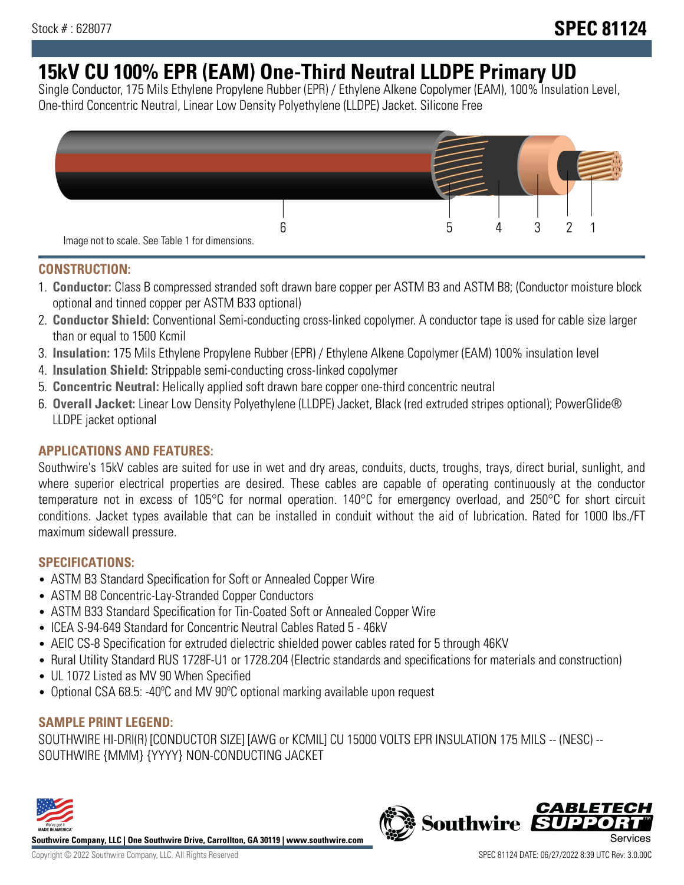Stock # : 628077

**SPEC 81124**

# 15kV CU 100% EPR (EAM) One-Third Neutral LLDPE Primary UD

Single Conductor, 175 Mils Ethylene Propylene Rubber (EPR) / Ethylene Alkene Copolymer (EAM), 100% Insulation Level, One-third Concentric Neutral, Linear Low Density Polyethylene (LLDPE) Jacket. Silicone Free

6 5 4 3 2 1

Image not to scale. See Table 1 for dimensions.

## CONSTRUCTION:

1. **Conductor:** Class B compressed stranded soft drawn bare copper per ASTM B3 and ASTM B8; (Conductor moisture block optional and tinned copper per ASTM B33 optional)
2. **Conductor Shield:** Conventional Semi-conducting cross-linked copolymer. A conductor tape is used for cable size larger than or equal to 1500 Kcmil
3. **Insulation:** 175 Mils Ethylene Propylene Rubber (EPR) / Ethylene Alkene Copolymer (EAM) 100% insulation level
4. **Insulation Shield:** Strippable semi-conducting cross-linked copolymer
5. **Concentric Neutral:** Helically applied soft drawn bare copper one-third concentric neutral
6. **Overall Jacket:** Linear Low Density Polyethylene (LLDPE) Jacket, Black (red extruded stripes optional); PowerGlide® LLDPE jacket optional

## APPLICATIONS AND FEATURES:

Southwire's 15kV cables are suited for use in wet and dry areas, conduits, ducts, troughs, trays, direct burial, sunlight, and where superior electrical properties are desired. These cables are capable of operating continuously at the conductor temperature not in excess of 105°C for normal operation. 140°C for emergency overload, and 250°C for short circuit conditions. Jacket types available that can be installed in conduit without the aid of lubrication. Rated for 1000 lbs./FT maximum sidewall pressure.

## SPECIFICATIONS:

- ASTM B3 Standard Specification for Soft or Annealed Copper Wire
- ASTM B8 Concentric-Lay-Stranded Copper Conductors
- ASTM B33 Standard Specification for Tin-Coated Soft or Annealed Copper Wire
- ICEA S-94-649 Standard for Concentric Neutral Cables Rated 5 - 46kV
- AEIC CS-8 Specification for extruded dielectric shielded power cables rated for 5 through 46KV
- Rural Utility Standard RUS 1728F-U1 or 1728.204 (Electric standards and specifications for materials and construction)
- UL 1072 Listed as MV 90 When Specified
- Optional CSA 68.5: -40ºC and MV 90ºC optional marking available upon request

## SAMPLE PRINT LEGEND:

SOUTHWIRE HI-DRI(R) [CONDUCTOR SIZE] [AWG or KCMIL] CU 15000 VOLTS EPR INSULATION 175 MILS -- (NESC) -- SOUTHWIRE {MMM} {YYYY} NON-CONDUCTING JACKET

**Southwire Company, LLC | One Southwire Drive, Carrollton, GA 30119 | www.southwire.com**

Copyright © 2022 Southwire Company, LLC. All Rights Reserved

SPEC 81124 DATE: 06/27/2022 8:39 UTC Rev: 3.0.00C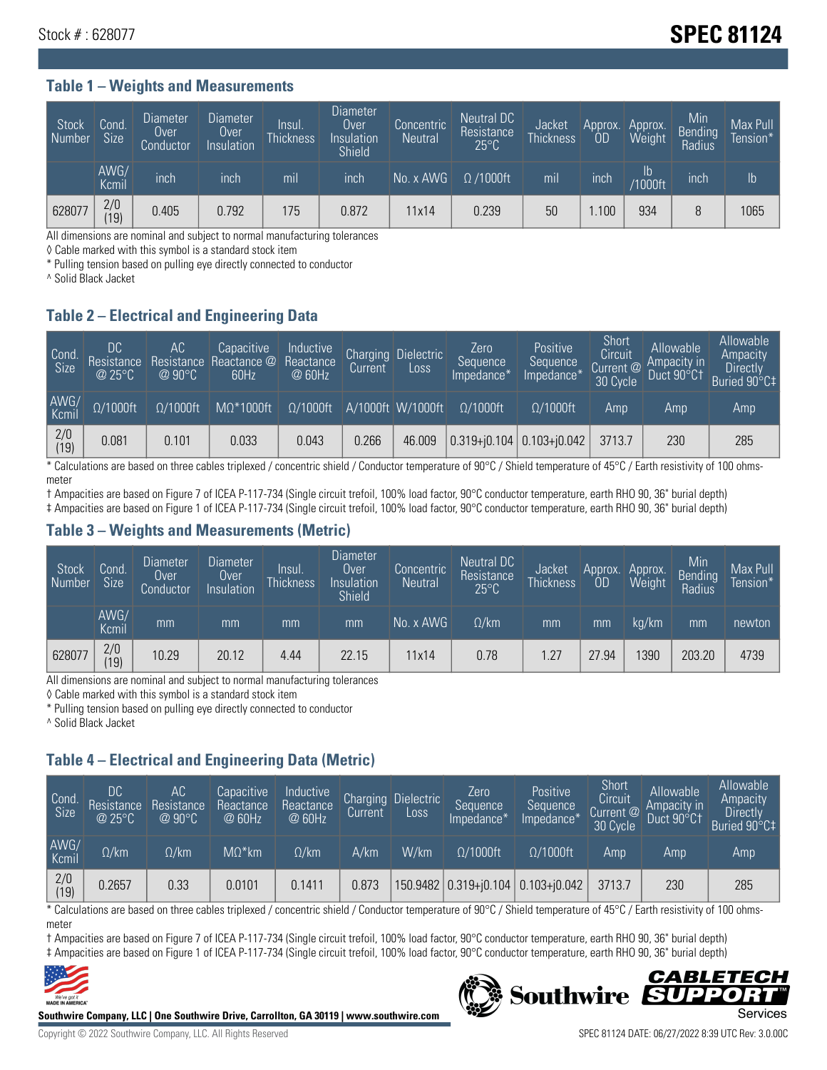Stock # : 628077

# SPEC 81124

## Table 1 – Weights and Measurements

| Stock Number | Cond. Size | Diameter Over Conductor | Diameter Over Insulation | Insul. Thickness | Diameter Over Insulation Shield | Concentric Neutral | Neutral DC Resistance 25°C | Jacket Thickness | Approx. OD | Approx. Weight | Min Bending Radius | Max Pull Tension* |
|---|---|---|---|---|---|---|---|---|---|---|---|---|
| | AWG/ Kcmil | inch | inch | mil | inch | No. x AWG | Ω /1000ft | mil | inch | lb /1000ft | inch | lb |
| 628077 | 2/0 (19) | 0.405 | 0.792 | 175 | 0.872 | 11x14 | 0.239 | 50 | 1.100 | 934 | 8 | 1065 |

All dimensions are nominal and subject to normal manufacturing tolerances
◊ Cable marked with this symbol is a standard stock item
* Pulling tension based on pulling eye directly connected to conductor
^ Solid Black Jacket

## Table 2 – Electrical and Engineering Data

| Cond. Size | DC Resistance @ 25°C | AC Resistance @ 90°C | Capacitive Reactance @ 60Hz | Inductive Reactance @ 60Hz | Charging Current | Dielectric Loss | Zero Sequence Impedance* | Positive Sequence Impedance* | Short Circuit Current @ 30 Cycle | Allowable Ampacity in Duct 90°C† | Allowable Ampacity Directly Buried 90°C‡ |
|---|---|---|---|---|---|---|---|---|---|---|---|
| AWG/ Kcmil | Ω/1000ft | Ω/1000ft | MΩ*1000ft | Ω/1000ft | A/1000ft | W/1000ft | Ω/1000ft | Ω/1000ft | Amp | Amp | Amp |
| 2/0 (19) | 0.081 | 0.101 | 0.033 | 0.043 | 0.266 | 46.009 | 0.319+j0.104 | 0.103+j0.042 | 3713.7 | 230 | 285 |

* Calculations are based on three cables triplexed / concentric shield / Conductor temperature of 90°C / Shield temperature of 45°C / Earth resistivity of 100 ohms-meter
† Ampacities are based on Figure 7 of ICEA P-117-734 (Single circuit trefoil, 100% load factor, 90°C conductor temperature, earth RHO 90, 36" burial depth)
‡ Ampacities are based on Figure 1 of ICEA P-117-734 (Single circuit trefoil, 100% load factor, 90°C conductor temperature, earth RHO 90, 36" burial depth)

## Table 3 – Weights and Measurements (Metric)

| Stock Number | Cond. Size | Diameter Over Conductor | Diameter Over Insulation | Insul. Thickness | Diameter Over Insulation Shield | Concentric Neutral | Neutral DC Resistance 25°C | Jacket Thickness | Approx. OD | Approx. Weight | Min Bending Radius | Max Pull Tension* |
|---|---|---|---|---|---|---|---|---|---|---|---|---|
| | AWG/ Kcmil | mm | mm | mm | mm | No. x AWG | Ω/km | mm | mm | kg/km | mm | newton |
| 628077 | 2/0 (19) | 10.29 | 20.12 | 4.44 | 22.15 | 11x14 | 0.78 | 1.27 | 27.94 | 1390 | 203.20 | 4739 |

All dimensions are nominal and subject to normal manufacturing tolerances
◊ Cable marked with this symbol is a standard stock item
* Pulling tension based on pulling eye directly connected to conductor
^ Solid Black Jacket

## Table 4 – Electrical and Engineering Data (Metric)

| Cond. Size | DC Resistance @ 25°C | AC Resistance @ 90°C | Capacitive Reactance @ 60Hz | Inductive Reactance @ 60Hz | Charging Current | Dielectric Loss | Zero Sequence Impedance* | Positive Sequence Impedance* | Short Circuit Current @ 30 Cycle | Allowable Ampacity in Duct 90°C† | Allowable Ampacity Directly Buried 90°C‡ |
|---|---|---|---|---|---|---|---|---|---|---|---|
| AWG/ Kcmil | Ω/km | Ω/km | MΩ*km | Ω/km | A/km | W/km | Ω/1000ft | Ω/1000ft | Amp | Amp | Amp |
| 2/0 (19) | 0.2657 | 0.33 | 0.0101 | 0.1411 | 0.873 | 150.9482 | 0.319+j0.104 | 0.103+j0.042 | 3713.7 | 230 | 285 |

* Calculations are based on three cables triplexed / concentric shield / Conductor temperature of 90°C / Shield temperature of 45°C / Earth resistivity of 100 ohms-meter
† Ampacities are based on Figure 7 of ICEA P-117-734 (Single circuit trefoil, 100% load factor, 90°C conductor temperature, earth RHO 90, 36" burial depth)
‡ Ampacities are based on Figure 1 of ICEA P-117-734 (Single circuit trefoil, 100% load factor, 90°C conductor temperature, earth RHO 90, 36" burial depth)

We've got it MADE IN AMERICA

Southwire Company, LLC | One Southwire Drive, Carrollton, GA 30119 | www.southwire.com

Southwire CABLETECH SUPPORT Services

Copyright © 2022 Southwire Company, LLC. All Rights Reserved

SPEC 81124 DATE: 06/27/2022 8:39 UTC Rev: 3.0.00C